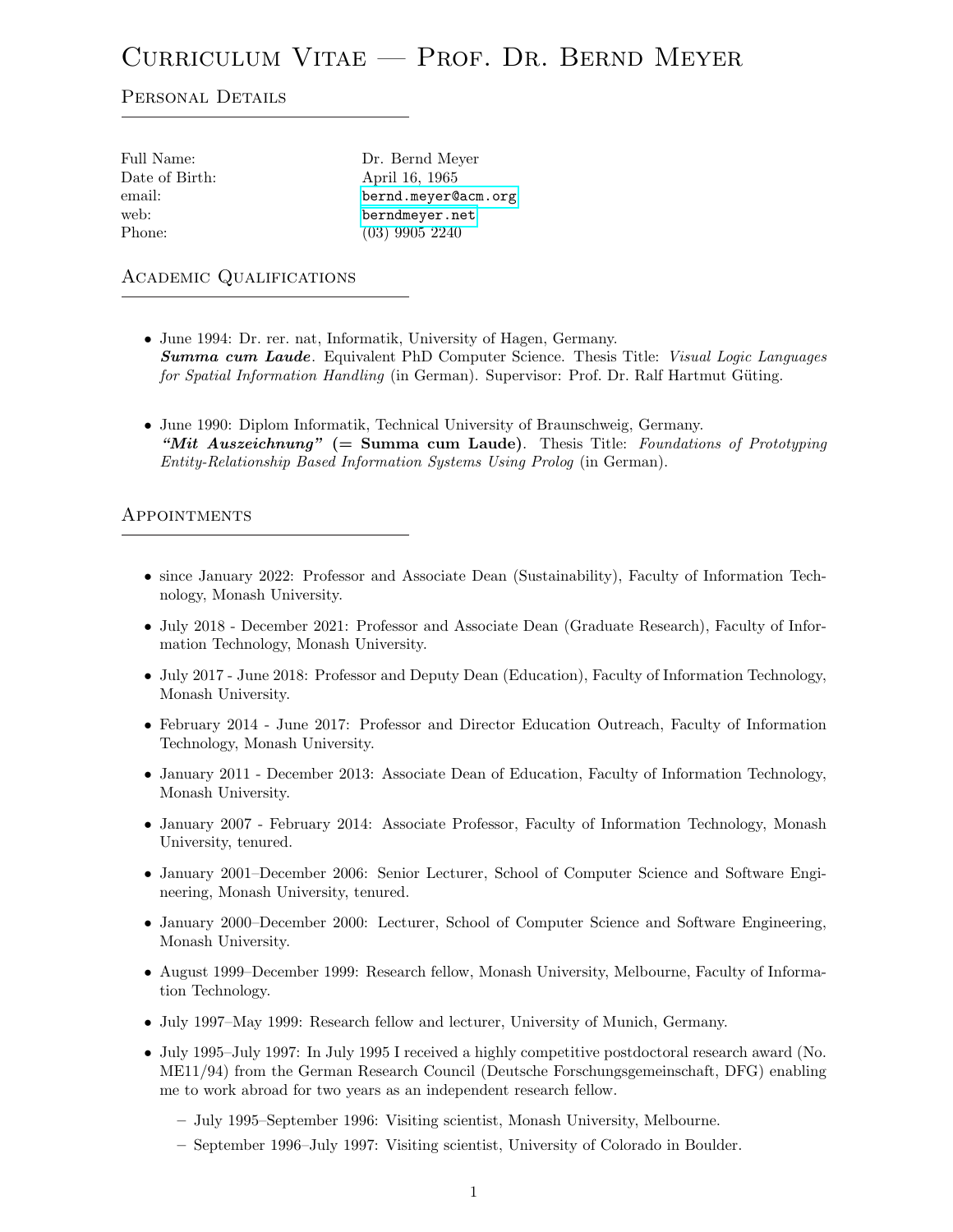# Curriculum Vitae — Prof. Dr. Bernd Meyer

## Personal Details

| | |
|---|---|
| Full Name: | Dr. Bernd Meyer |
| Date of Birth: | April 16, 1965 |
| email: | bernd.meyer@acm.org |
| web: | berndmeyer.net |
| Phone: | (03) 9905 2240 |

## Academic Qualifications

- June 1994: Dr. rer. nat, Informatik, University of Hagen, Germany.
  ***Summa cum Laude***. Equivalent PhD Computer Science. Thesis Title: *Visual Logic Languages for Spatial Information Handling* (in German). Supervisor: Prof. Dr. Ralf Hartmut Güting.

- June 1990: Diplom Informatik, Technical University of Braunschweig, Germany.
  ***"Mit Auszeichnung"* (= Summa cum Laude)**. Thesis Title: *Foundations of Prototyping Entity-Relationship Based Information Systems Using Prolog* (in German).

## Appointments

- since January 2022: Professor and Associate Dean (Sustainability), Faculty of Information Technology, Monash University.
- July 2018 - December 2021: Professor and Associate Dean (Graduate Research), Faculty of Information Technology, Monash University.
- July 2017 - June 2018: Professor and Deputy Dean (Education), Faculty of Information Technology, Monash University.
- February 2014 - June 2017: Professor and Director Education Outreach, Faculty of Information Technology, Monash University.
- January 2011 - December 2013: Associate Dean of Education, Faculty of Information Technology, Monash University.
- January 2007 - February 2014: Associate Professor, Faculty of Information Technology, Monash University, tenured.
- January 2001–December 2006: Senior Lecturer, School of Computer Science and Software Engineering, Monash University, tenured.
- January 2000–December 2000: Lecturer, School of Computer Science and Software Engineering, Monash University.
- August 1999–December 1999: Research fellow, Monash University, Melbourne, Faculty of Information Technology.
- July 1997–May 1999: Research fellow and lecturer, University of Munich, Germany.
- July 1995–July 1997: In July 1995 I received a highly competitive postdoctoral research award (No. ME11/94) from the German Research Council (Deutsche Forschungsgemeinschaft, DFG) enabling me to work abroad for two years as an independent research fellow.
  - July 1995–September 1996: Visiting scientist, Monash University, Melbourne.
  - September 1996–July 1997: Visiting scientist, University of Colorado in Boulder.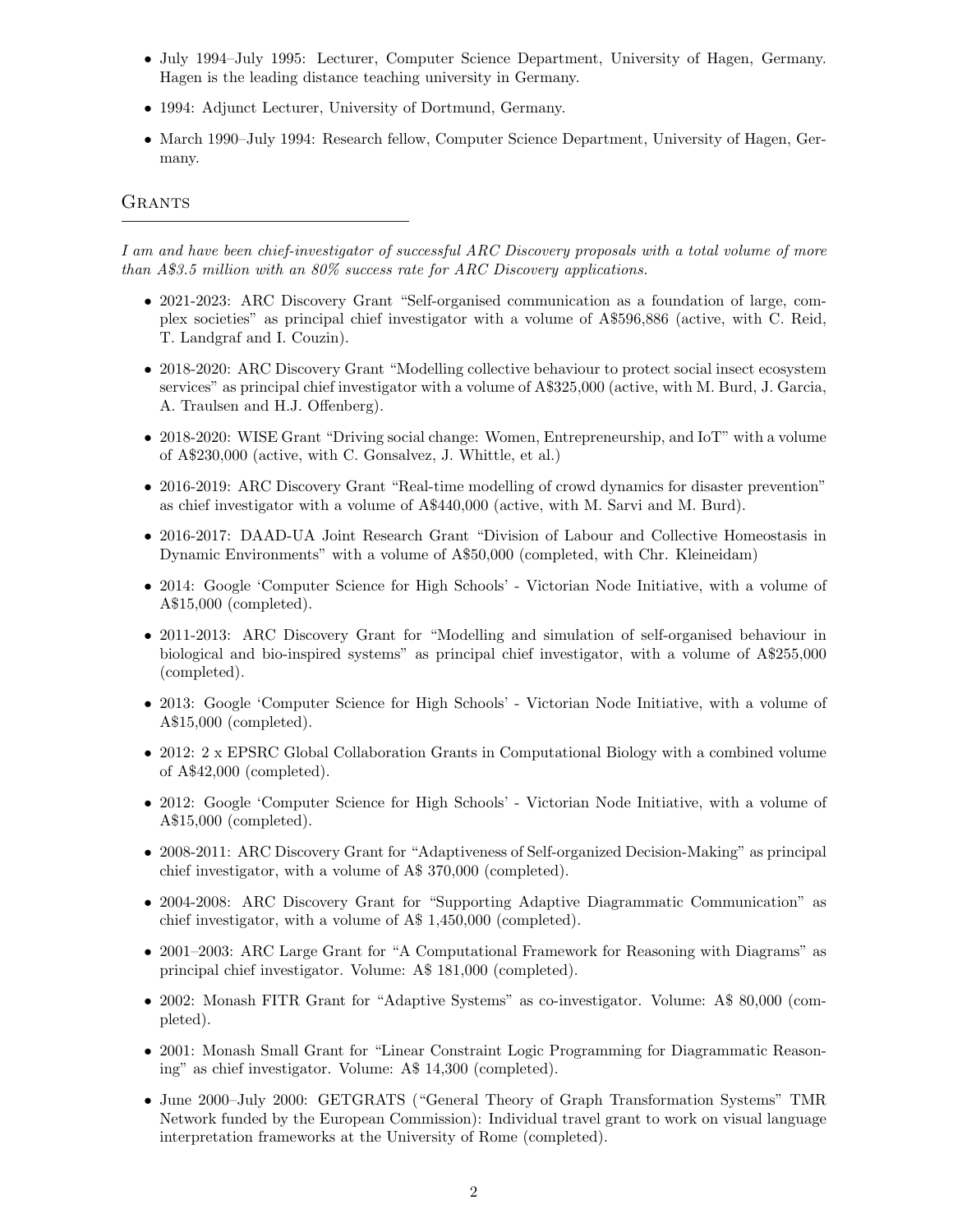- July 1994–July 1995: Lecturer, Computer Science Department, University of Hagen, Germany. Hagen is the leading distance teaching university in Germany.
- 1994: Adjunct Lecturer, University of Dortmund, Germany.
- March 1990–July 1994: Research fellow, Computer Science Department, University of Hagen, Germany.

## Grants

*I am and have been chief-investigator of successful ARC Discovery proposals with a total volume of more than A$3.5 million with an 80% success rate for ARC Discovery applications.*

- 2021-2023: ARC Discovery Grant "Self-organised communication as a foundation of large, complex societies" as principal chief investigator with a volume of A$596,886 (active, with C. Reid, T. Landgraf and I. Couzin).
- 2018-2020: ARC Discovery Grant "Modelling collective behaviour to protect social insect ecosystem services" as principal chief investigator with a volume of A$325,000 (active, with M. Burd, J. Garcia, A. Traulsen and H.J. Offenberg).
- 2018-2020: WISE Grant "Driving social change: Women, Entrepreneurship, and IoT" with a volume of A$230,000 (active, with C. Gonsalvez, J. Whittle, et al.)
- 2016-2019: ARC Discovery Grant "Real-time modelling of crowd dynamics for disaster prevention" as chief investigator with a volume of A$440,000 (active, with M. Sarvi and M. Burd).
- 2016-2017: DAAD-UA Joint Research Grant "Division of Labour and Collective Homeostasis in Dynamic Environments" with a volume of A$50,000 (completed, with Chr. Kleineidam)
- 2014: Google 'Computer Science for High Schools' - Victorian Node Initiative, with a volume of A$15,000 (completed).
- 2011-2013: ARC Discovery Grant for "Modelling and simulation of self-organised behaviour in biological and bio-inspired systems" as principal chief investigator, with a volume of A$255,000 (completed).
- 2013: Google 'Computer Science for High Schools' - Victorian Node Initiative, with a volume of A$15,000 (completed).
- 2012: 2 x EPSRC Global Collaboration Grants in Computational Biology with a combined volume of A$42,000 (completed).
- 2012: Google 'Computer Science for High Schools' - Victorian Node Initiative, with a volume of A$15,000 (completed).
- 2008-2011: ARC Discovery Grant for "Adaptiveness of Self-organized Decision-Making" as principal chief investigator, with a volume of A$ 370,000 (completed).
- 2004-2008: ARC Discovery Grant for "Supporting Adaptive Diagrammatic Communication" as chief investigator, with a volume of A$ 1,450,000 (completed).
- 2001–2003: ARC Large Grant for "A Computational Framework for Reasoning with Diagrams" as principal chief investigator. Volume: A$ 181,000 (completed).
- 2002: Monash FITR Grant for "Adaptive Systems" as co-investigator. Volume: A$ 80,000 (completed).
- 2001: Monash Small Grant for "Linear Constraint Logic Programming for Diagrammatic Reasoning" as chief investigator. Volume: A$ 14,300 (completed).
- June 2000–July 2000: GETGRATS ("General Theory of Graph Transformation Systems" TMR Network funded by the European Commission): Individual travel grant to work on visual language interpretation frameworks at the University of Rome (completed).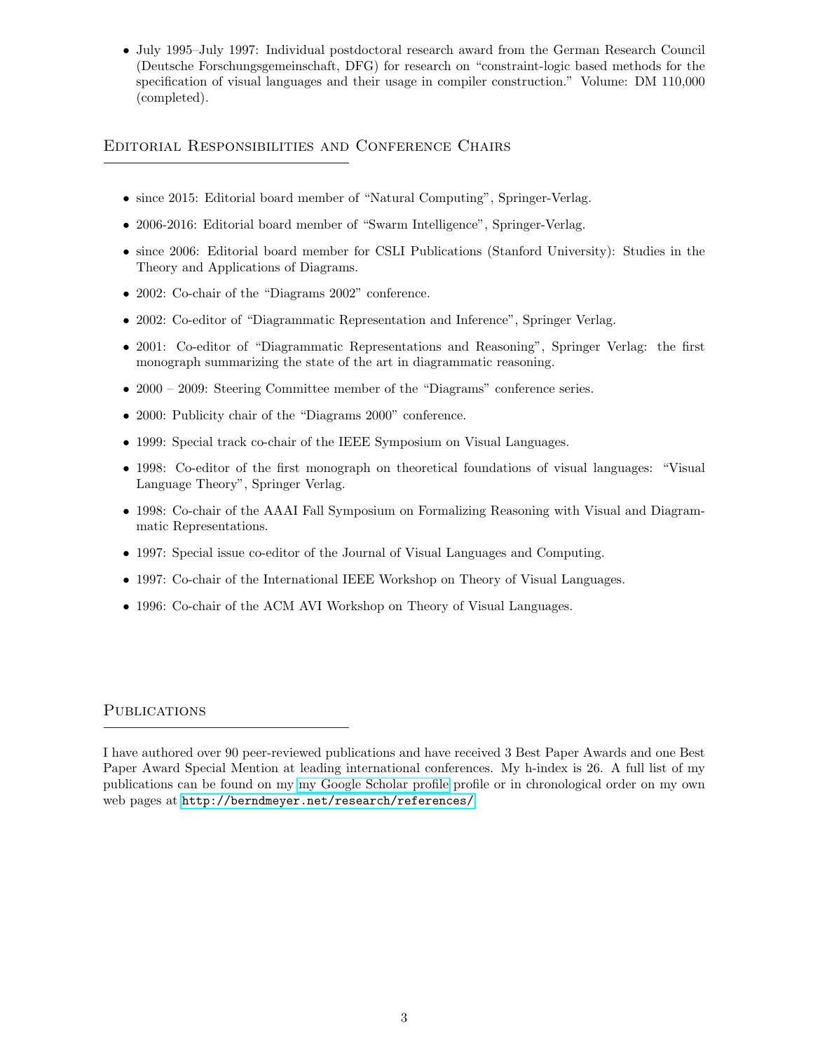- July 1995–July 1997: Individual postdoctoral research award from the German Research Council (Deutsche Forschungsgemeinschaft, DFG) for research on "constraint-logic based methods for the specification of visual languages and their usage in compiler construction." Volume: DM 110,000 (completed).

## Editorial Responsibilities and Conference Chairs

- since 2015: Editorial board member of "Natural Computing", Springer-Verlag.
- 2006-2016: Editorial board member of "Swarm Intelligence", Springer-Verlag.
- since 2006: Editorial board member for CSLI Publications (Stanford University): Studies in the Theory and Applications of Diagrams.
- 2002: Co-chair of the "Diagrams 2002" conference.
- 2002: Co-editor of "Diagrammatic Representation and Inference", Springer Verlag.
- 2001: Co-editor of "Diagrammatic Representations and Reasoning", Springer Verlag: the first monograph summarizing the state of the art in diagrammatic reasoning.
- 2000 – 2009: Steering Committee member of the "Diagrams" conference series.
- 2000: Publicity chair of the "Diagrams 2000" conference.
- 1999: Special track co-chair of the IEEE Symposium on Visual Languages.
- 1998: Co-editor of the first monograph on theoretical foundations of visual languages: "Visual Language Theory", Springer Verlag.
- 1998: Co-chair of the AAAI Fall Symposium on Formalizing Reasoning with Visual and Diagrammatic Representations.
- 1997: Special issue co-editor of the Journal of Visual Languages and Computing.
- 1997: Co-chair of the International IEEE Workshop on Theory of Visual Languages.
- 1996: Co-chair of the ACM AVI Workshop on Theory of Visual Languages.

## Publications

I have authored over 90 peer-reviewed publications and have received 3 Best Paper Awards and one Best Paper Award Special Mention at leading international conferences. My h-index is 26. A full list of my publications can be found on my my Google Scholar profile profile or in chronological order on my own web pages at `http://berndmeyer.net/research/references/`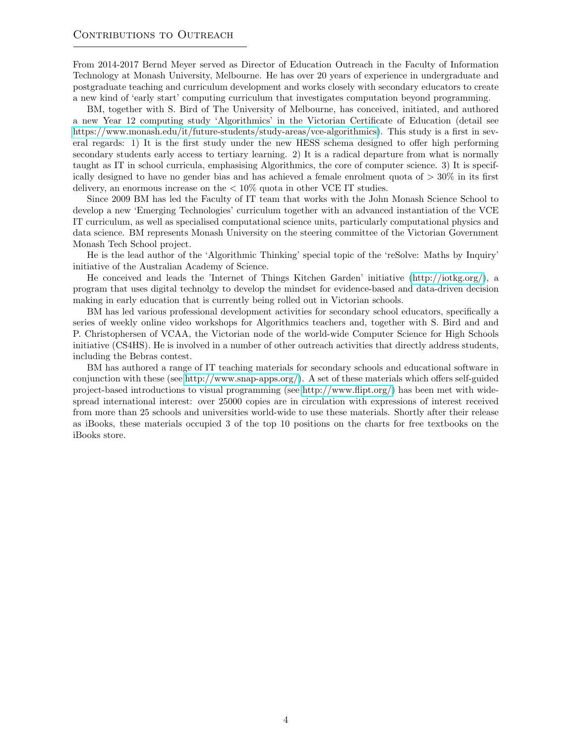## Contributions to Outreach

From 2014-2017 Bernd Meyer served as Director of Education Outreach in the Faculty of Information Technology at Monash University, Melbourne. He has over 20 years of experience in undergraduate and postgraduate teaching and curriculum development and works closely with secondary educators to create a new kind of 'early start' computing curriculum that investigates computation beyond programming.

BM, together with S. Bird of The University of Melbourne, has conceived, initiated, and authored a new Year 12 computing study 'Algorithmics' in the Victorian Certificate of Education (detail see https://www.monash.edu/it/future-students/study-areas/vce-algorithmics). This study is a first in several regards: 1) It is the first study under the new HESS schema designed to offer high performing secondary students early access to tertiary learning. 2) It is a radical departure from what is normally taught as IT in school curricula, emphasising Algorithmics, the core of computer science. 3) It is specifically designed to have no gender bias and has achieved a female enrolment quota of $> 30\%$ in its first delivery, an enormous increase on the $< 10\%$ quota in other VCE IT studies.

Since 2009 BM has led the Faculty of IT team that works with the John Monash Science School to develop a new 'Emerging Technologies' curriculum together with an advanced instantiation of the VCE IT curriculum, as well as specialised computational science units, particularly computational physics and data science. BM represents Monash University on the steering committee of the Victorian Government Monash Tech School project.

He is the lead author of the 'Algorithmic Thinking' special topic of the 'reSolve: Maths by Inquiry' initiative of the Australian Academy of Science.

He conceived and leads the 'Internet of Things Kitchen Garden' initiative (http://iotkg.org/), a program that uses digital technolgy to develop the mindset for evidence-based and data-driven decision making in early education that is currently being rolled out in Victorian schools.

BM has led various professional development activities for secondary school educators, specifically a series of weekly online video workshops for Algorithmics teachers and, together with S. Bird and and P. Christophersen of VCAA, the Victorian node of the world-wide Computer Science for High Schools initiative (CS4HS). He is involved in a number of other outreach activities that directly address students, including the Bebras contest.

BM has authored a range of IT teaching materials for secondary schools and educational software in conjunction with these (see http://www.snap-apps.org/). A set of these materials which offers self-guided project-based introductions to visual programming (see http://www.flipt.org/) has been met with widespread international interest: over 25000 copies are in circulation with expressions of interest received from more than 25 schools and universities world-wide to use these materials. Shortly after their release as iBooks, these materials occupied 3 of the top 10 positions on the charts for free textbooks on the iBooks store.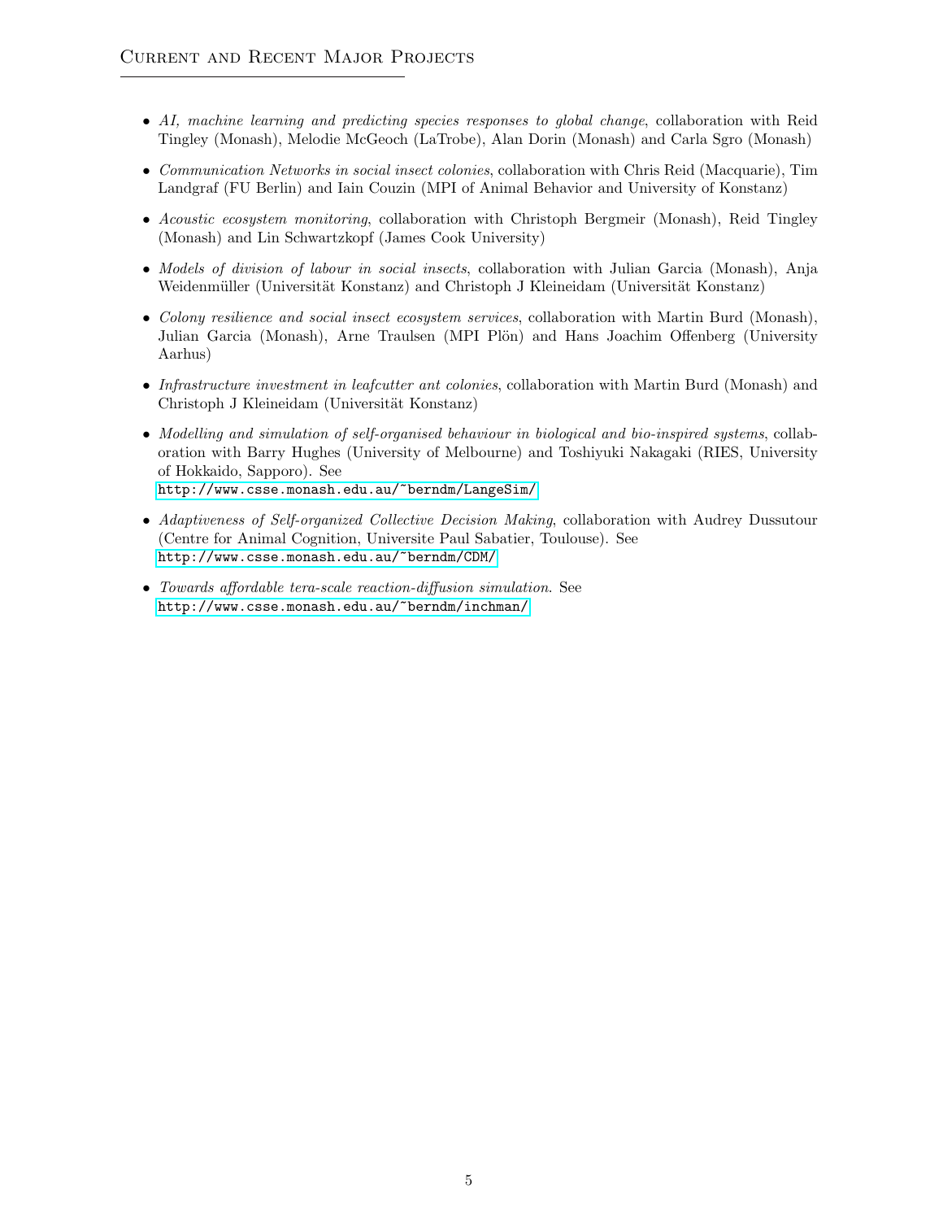## Current and Recent Major Projects

- *AI, machine learning and predicting species responses to global change*, collaboration with Reid Tingley (Monash), Melodie McGeoch (LaTrobe), Alan Dorin (Monash) and Carla Sgro (Monash)
- *Communication Networks in social insect colonies*, collaboration with Chris Reid (Macquarie), Tim Landgraf (FU Berlin) and Iain Couzin (MPI of Animal Behavior and University of Konstanz)
- *Acoustic ecosystem monitoring*, collaboration with Christoph Bergmeir (Monash), Reid Tingley (Monash) and Lin Schwartzkopf (James Cook University)
- *Models of division of labour in social insects*, collaboration with Julian Garcia (Monash), Anja Weidenmüller (Universität Konstanz) and Christoph J Kleineidam (Universität Konstanz)
- *Colony resilience and social insect ecosystem services*, collaboration with Martin Burd (Monash), Julian Garcia (Monash), Arne Traulsen (MPI Plön) and Hans Joachim Offenberg (University Aarhus)
- *Infrastructure investment in leafcutter ant colonies*, collaboration with Martin Burd (Monash) and Christoph J Kleineidam (Universität Konstanz)
- *Modelling and simulation of self-organised behaviour in biological and bio-inspired systems*, collaboration with Barry Hughes (University of Melbourne) and Toshiyuki Nakagaki (RIES, University of Hokkaido, Sapporo). See http://www.csse.monash.edu.au/~berndm/LangeSim/
- *Adaptiveness of Self-organized Collective Decision Making*, collaboration with Audrey Dussutour (Centre for Animal Cognition, Universite Paul Sabatier, Toulouse). See http://www.csse.monash.edu.au/~berndm/CDM/
- *Towards affordable tera-scale reaction-diffusion simulation*. See http://www.csse.monash.edu.au/~berndm/inchman/